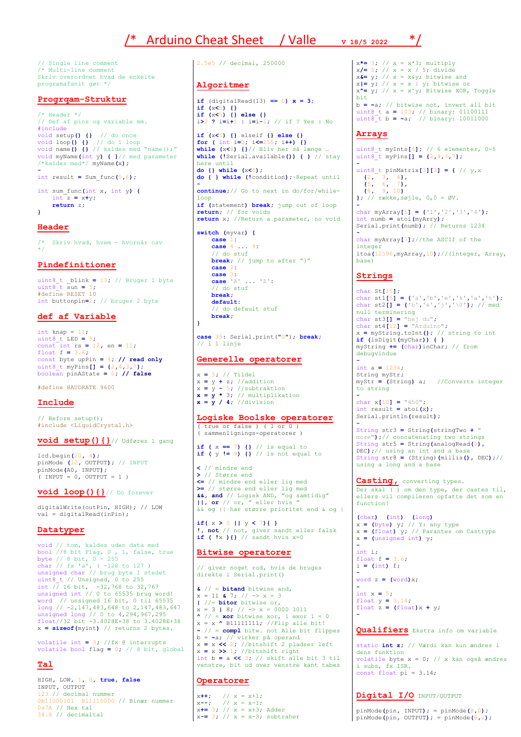# /* Arduino Cheat Sheet / Valle v 18/5 2022 */

```
// Single line comment
/* Multi-line comment
Skriv overordnet hvad de enkelte
programafsnit gør */
```

## Progrqam-Struktur

```
/* Header */
// Def af pins og variable mm.
#include
void setup() {}  // do once
void loop() {}  // do i loop
void name() {} // kaldes med "name();"
void myName(int y) { }// med parameter
/*kaldes med*/ myName(x);
-
int result = Sum_func(5,6);

int sum_func(int x, int y) {
    int z = x+y;
    return z;
}
```

## Header

```
/*  Skriv hvad, hvem - hvornår osv
*/
```

## Pindefinitioner

```
uint8_t _blink = 13; // Bruger 1 byte
uint8_t sun = 5;
#define RESET 10
int buttonpin=2; // bruger 2 byte
```

## def af Variable

```
int knap = 11;
uint8_t LED = 5;
const int rs = 12, en = 11;
float f = 3.6;
const byte upPin = 4; // read only
uint8_t myPins[] = {2,4,3,7};
boolean pinAState = 0; // false

#define BAUDRATE 9600
```

## Include

```
// Before setup();
#include <LiquidCrystal.h>
```

## void setup(){}

// Udføres 1 gang

```
lcd.begin(20, 4);
pinMode (12, OUTPUT); // INPUT
pinMode(A0, INPUT);
( INPUT = 0, OUTPUT = 1 )
```

## void loop(){}

// Do forever

```
digitalWrite(outPin, HIGH); // LOW
val = digitalRead(inPin);
```

## Datatyper

```
void // tom, kaldes uden data med
bool //8 bit Flag, 0 , 1, false, true
byte // 8 bit, 0 - 255
char // fx 'a', ( -128 to 127 )
unsigned char // brug byte I stedet
uint8_t // Unsigned, 0 to 255
int // 16 bit,  -32,768 to 32,767
unsigned int // 0 to 65535 brug word!
word  // unsigned 16 bit, 0 til 65535
long // -2,147,483,648 to 2,147,483,647
unsigned long // 0 to 4,294,967,295
float//32 bit -3.4028E+38 to 3.4028E+38
x = sizeof(myint) // returns 2 bytes.

volatile int = 3; //fx @ interrupts
volatile bool flag = 0; // 8 bit, global
```

## Tal

```
HIGH, LOW, 1, 0, true, false
INPUT, OUTPUT
123 // decimal nummer
0b11000101  B11110000 // Binær nummer
0x7A // Hex tal
34.6 // decimaltal
2.5e5 // decimal, 250000
```

## Algoritmer

```
if (digitalRead(13) == 0) x = 3;
if (x<5) {}
if (x<5) {} else {}
i>2 ? i=i+1 : i=i-1; // if ? Yes : No

if (x<5) {} elseif {} else {}
for ( int i=0; i<=255; i++) {}
while (x<6) {}// Bliv her så længe …
while (!Serial.available()) { } // stay
here until
do {} while (x<6);
do { } while (!condition);~Repeat until
-
continue;// Go to next in do/for/while-
loop
if (statement) break; jump out of loop
return; // for voids
return x; //Return a parameter, no void

switch (myvar) {
    case 1:
    case 4 ... 9:
    // do stuf
    break; // jump to after "}"
    case 2:
    case 3:
    case 'A' ... 'Z':
    // do stuf
    break;
    default:
    // do default stuf
    break;
}

case 35: Serial.print("0"); break;
// i 1 linje
```

## Generelle operatorer

```
x = 5; // Tildel
x = y + z; //addition
x = y - 5; //subtraktion
x = y * 3; // multiplikation
x = y / 4; //division
```

## Logiske Boolske operatorer

( true or false ) ( 1 or 0 )
( sammenlignings-operatorer )

```
if ( x == 7) {} // is equal to
if ( y != 9) {} // is not equal to

< // mindre end
> // Større end
<= // mindre end eller lig med
>= // større end eller lig med
&&, and // Logisk AND, "og samtidig"
||, or // or, " eller hvis "
&& og || har større prioritet end & og |

if( x > 0 || y < 7){ }
!, not // not, giver sandt eller falsk
if ( !x ){} // sandt hvis x=0
```

## Bitwise operatorer

```
// giver noget rod, hvis de bruges
direkte i Serial.print()

& // = bitand bitwise and,
x = 11 & 7; // -> x = 3
| //= bitor bitwise or,
x = 3 | 8; // -> x = 0000 1011
^ // = xor bitwise xor, 1 exor 1 = 0
x = x ^ B11111111; //Flip alle bit!
~ // = compl bitw. not Alle bit flippes
b = ~a; // virker på operand
x = x << 2; //bitshift 2 pladser left
x = x >> 1; //bitshift right
int b = a << 3; // skift alle bit 3 til
venstre, bit ud over venstre kant tabes
```

## Operatorer

```
x++;   // x = x+1;
x--;   // x = x-1;
x+= 3; // x = x+3; Adder
x-= 3; // x = x-3; subtraher
x*= 3; // x = x*3; multiply
x/= 5; // x = x / 5; divide
x&= y; // x = x&y; bitwise and
x|= y; // x = x | y; bitwise or
x^= y; // x = x^y; Bitwise XOR, Toggle
bit
b = ~a; // bitwise not, invert all bit
uint8_t a = 103; // binary: 01100111
uint8_t b = ~a;  // binary: 10011000
```

## Arrays

```
uint8_t myInts[6]; // 6 elementer, 0-5
uint8_t myPins[] = {2,4,3,7};
-
uint8_t pinMatrix[3][3] = { // y,x
  {2,  3,  4},
  {5,  6,  7},
  {8,  9, 10}
}; // række,søjle, 0,0 = ØV.
-
char myArray[5] = {'1','2','3','4'};
int numb = atoi(myArry);
Serial.print(numb); // Returns 1234
-
char myArray[7];//the ASCII of the
integer
itoa(12596,myArray,10);//(integer, Array,
base)
```

## Strings

```
char St[15];
char st1[6] = {'a','b','e','k','a','t'};
char st2[] = {'h','e','j','\0'}; // med
null terminering
char st3[] = "hej du";
char st4[12] = "Arduino";
x = myString.toInt(); // string to int
if (isDigit(myChar)) { }
myString += (char)inChar; // from
debugvindue
-
int a = 1234;
String myStr;
myStr = (String) a;   //Converts integer
to string
-
char x[10] = "450";
int result = atoi(x);
Serial.println(result);
-
String str3 = String(stringTwo + "
more");// concatenating two strings
String str5 = String(analogRead(0),
DEC);// using an int and a base
String str8 = (String)(millis(), DEC);//
using a long and a base
```

## Casting,

converting types.

Der skal ( ) om den type, der castes til, ellers vil compileren opfatte det som en function!

```
(char)  (int)  (long)
x = (byte) y; // Y: any type
x = (float) y; // Parantes om Casttype
x = (unsigned int) y;
-
int i;
float f = 3.6;
i = (int) f;
-
word z = (word)x;
-
int x = 5;
float y = 3.14;
float z = (float)x + y;
-
```

## Qualifiers

Ekstra info om variable

```
static int z; // Værdi kan kun ændres i
dens funktion
volatile byte x = 0; // x kan også ændres
i subs, fx ISR.
const float pi = 3.14;
```

## Digital I/O

INPUT/OUTPUT

```
pinMode(pin, INPUT); = pinMode(8,0);
pinMode(pin, OUTPUT); = pinMode(8,1);
```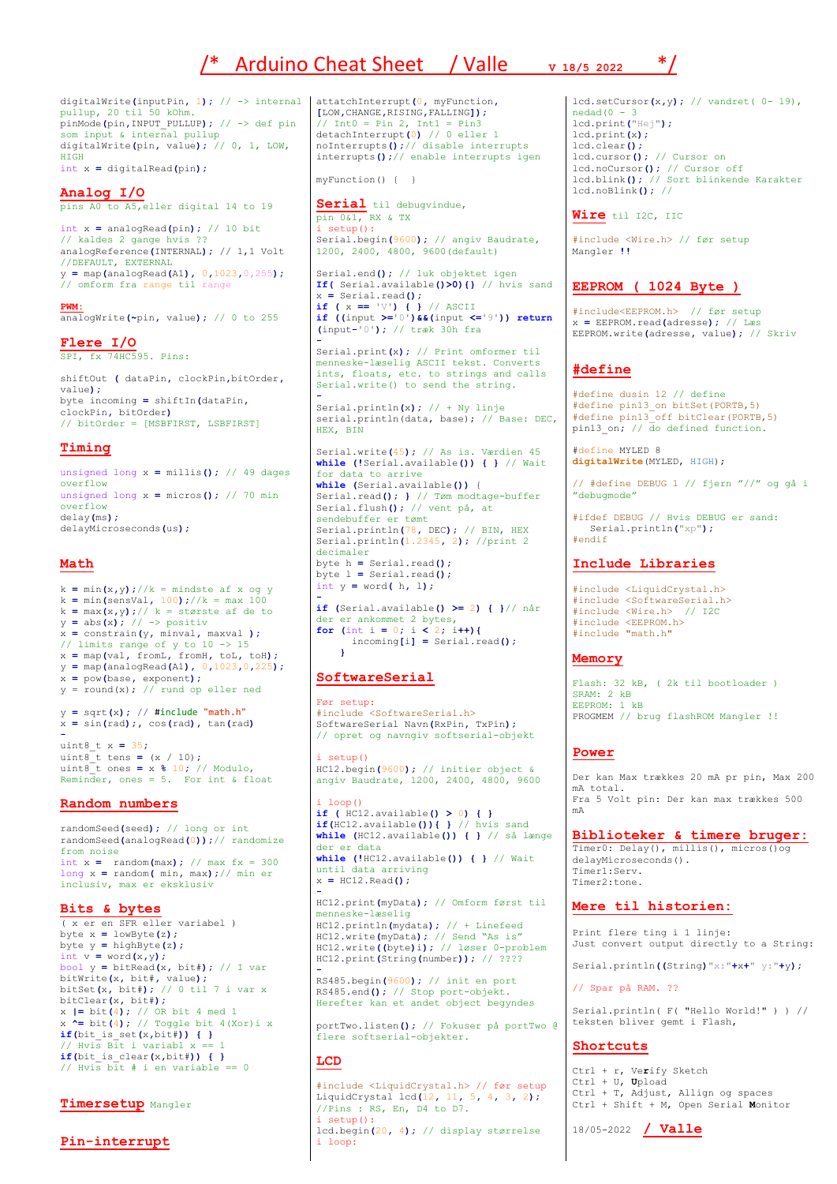# /* Arduino Cheat Sheet / Valle v 18/5 2022 */

```
digitalWrite(inputPin, 1); // -> internal pullup, 20 til 50 kOhm.
pinMode(pin,INPUT_PULLUP); // -> def pin som input & internal pullup
digitalWrite(pin, value); // 0, 1, LOW, HIGH
int x = digitalRead(pin);
```

## Analog I/O

pins A0 to A5,eller digital 14 to 19

```
int x = analogRead(pin); // 10 bit
// kaldes 2 gange hvis ??
analogReference(INTERNAL); // 1,1 Volt
//DEFAULT, EXTERNAL
y = map(analogRead(A1), 0,1023,0,255);
// omform fra range til range
```

**PWM:**

```
analogWrite(~pin, value); // 0 to 255
```

## Flere I/O

SPI, fx 74HC595. Pins:

```
shiftOut ( dataPin, clockPin,bitOrder, value);
byte incoming = shiftIn(dataPin, clockPin, bitOrder)
// bitOrder = [MSBFIRST, LSBFIRST]
```

## Timing

```
unsigned long x = millis(); // 49 dages overflow
unsigned long x = micros(); // 70 min overflow
delay(ms);
delayMicroseconds(us);
```

## Math

```
k = min(x,y);//k = mindste af x og y
k = min(sensVal, 100);//k = max 100
k = max(x,y);// k = største af de to
y = abs(x); // -> positiv
x = constrain(y, minval, maxval );
// limits range of y to 10 -> 15
x = map(val, fromL, fromH, toL, toH);
y = map(analogRead(A1), 0,1023,0,225);
x = pow(base, exponent);
y = round(x); // rund op eller ned

y = sqrt(x); // #include "math.h"
x = sin(rad);, cos(rad), tan(rad)
-
uint8_t x = 35;
uint8_t tens = (x / 10);
uint8_t ones = x % 10; // Modulo, Reminder, ones = 5.  For int & float
```

## Random numbers

```
randomSeed(seed); // long or int
randomSeed(analogRead(0));// randomize from noise
int x =  random(max); // max fx = 300
long x = random( min, max);// min er inclusiv, max er eksklusiv
```

## Bits & bytes

( x er en SFR eller variabel )

```
byte x = lowByte(z);
byte y = highByte(z);
int v = word(x,y);
bool y = bitRead(x, bit#); // I var
bitWrite(x, bit#, value);
bitSet(x, bit#); // 0 til 7 i var x
bitClear(x, bit#);
x |= bit(4); // OR bit 4 med 1
x ^= bit(4); // Toggle bit 4(Xor)i x
if(bit_is_set(x,bit#)) { }
// Hvis Bit i variabl x == 1
if(bit_is_clear(x,bit#)) { }
// Hvis bit # i en variable == 0
```

## Timersetup

Mangler

## Pin-interrupt

```
attatchInterrupt(0, myFunction,
[LOW,CHANGE,RISING,FALLING]);
// Int0 = Pin 2, Int1 = Pin3
detachInterrupt(0) // 0 eller 1
noInterrupts();// disable interrupts
interrupts();// enable interrupts igen

myFunction() {  }
```

## Serial

til debugvindue,

pin 0&1, RX & TX

```
i setup():
Serial.begin(9600); // angiv Baudrate, 1200, 2400, 4800, 9600(default)

Serial.end(); // luk objektet igen
If( Serial.available()>0){} // hvis sand
x = Serial.read();
if ( x == 'V') { } // ASCII
if ((input >='0')&&(input <='9')) return (input-'0'); // træk 30h fra
-
Serial.print(x); // Print omformer til menneske-læselig ASCII tekst. Converts ints, floats, etc. to strings and calls Serial.write() to send the string.
-
Serial.println(x); // + Ny linje
serial.println(data, base); // Base: DEC, HEX, BIN

Serial.write(45); // As is. Værdien 45
while (!Serial.available()) { } // Wait for data to arrive
while (Serial.available()) {
Serial.read(); } // Tøm modtage-buffer
Serial.flush(); // vent på, at sendebuffer er tømt
Serial.println(78, DEC); // BIN, HEX
Serial.println(1.2345, 2); //print 2 decimaler
byte h = Serial.read();
byte l = Serial.read();
int y = word( h, l);
-
if (Serial.available() >= 2) { }// når der er ankommet 2 bytes,
for (int i = 0; i < 2; i++){
      incoming[i] = Serial.read();
    }
```

## SoftwareSerial

```
Før setup:
#include <SoftwareSerial.h>
SoftwareSerial Navn(RxPin, TxPin);
// opret og navngiv softserial-objekt

i setup()
HC12.begin(9600); // initier object & angiv Baudrate, 1200, 2400, 4800, 9600

i loop()
if ( HC12.available() > 0) { }
if(HC12.available()){ } // hvis sand
while (HC12.available()) { } // så længe der er data
while (!HC12.available()) { } // Wait until data arriving
x = HC12.Read();
-
HC12.print(myData); // Omform først til menneske-læselig
HC12.println(mydata); // + Linefeed
HC12.write(myData); // Send "As is"
HC12.write((byte)i); // løser 0-problem
HC12.print(String(number)); // ????
-
RS485.begin(9600); // init en port
RS485.end(); // Stop port-objekt.
Herefter kan et andet object begyndes

portTwo.listen(); // Fokuser på portTwo @ flere softserial-objekter.
```

## LCD

```
#include <LiquidCrystal.h> // før setup
LiquidCrystal lcd(12, 11, 5, 4, 3, 2);
//Pins : RS, En, D4 to D7.
i setup():
lcd.begin(20, 4); // display størrelse
i loop:
lcd.setCursor(x,y); // vandret( 0- 19), nedad(0 - 3
lcd.print("Hej");
lcd.print(x);
lcd.clear();
lcd.cursor(); // Cursor on
lcd.noCursor(); // Cursor off
lcd.blink(); // Sort blinkende Karakter
lcd.noBlink(); //
```

## Wire

til I2C, IIC

```
#include <Wire.h> // før setup
Mangler !!
```

## EEPROM ( 1024 Byte )

```
#include<EEPROM.h>  // før setup
x = EEPROM.read(adresse); // Læs
EEPROM.write(adresse, value); // Skriv
```

## #define

```
#define dusin 12 // define
#define pin13_on bitSet(PORTB,5)
#define pin13_off bitClear(PORTB,5)
pin13_on; // do defined function.

#define MYLED 8
digitalWrite(MYLED, HIGH);

// #define DEBUG 1 // fjern "//" og gå i "debugmode"

#ifdef DEBUG // Hvis DEBUG er sand:
   Serial.println("xp");
#endif
```

## Include Libraries

```
#include <LiquidCrystal.h>
#include <SoftwareSerial.h>
#include <Wire.h>  // I2C
#include <EEPROM.h>
#include "math.h"
```

## Memory

```
Flash: 32 kB, ( 2k til bootloader )
SRAM: 2 kB
EEPROM: 1 kB
PROGMEM // brug flashROM Mangler !!
```

## Power

Der kan Max trækkes 20 mA pr pin, Max 200 mA total.
Fra 5 Volt pin: Der kan max trækkes 500 mA

## Biblioteker & timere bruger:

Timer0: Delay(), millis(), micros()og delayMicroseconds().
Timer1:Serv.
Timer2:tone.

## Mere til historien:

Print flere ting i 1 linje:
Just convert output directly to a String:

```
Serial.println((String)"x:"+x+" y:"+y);

// Spar på RAM. ??

Serial.println( F( "Hello World!" ) ) // teksten bliver gemt i Flash,
```

## Shortcuts

Ctrl + r, Ve**r**ify Sketch
Ctrl + U, **U**pload
Ctrl + T, Adjust, Allign og spaces
Ctrl + Shift + M, Open Serial **M**onitor

18/05-2022 **/ Valle**